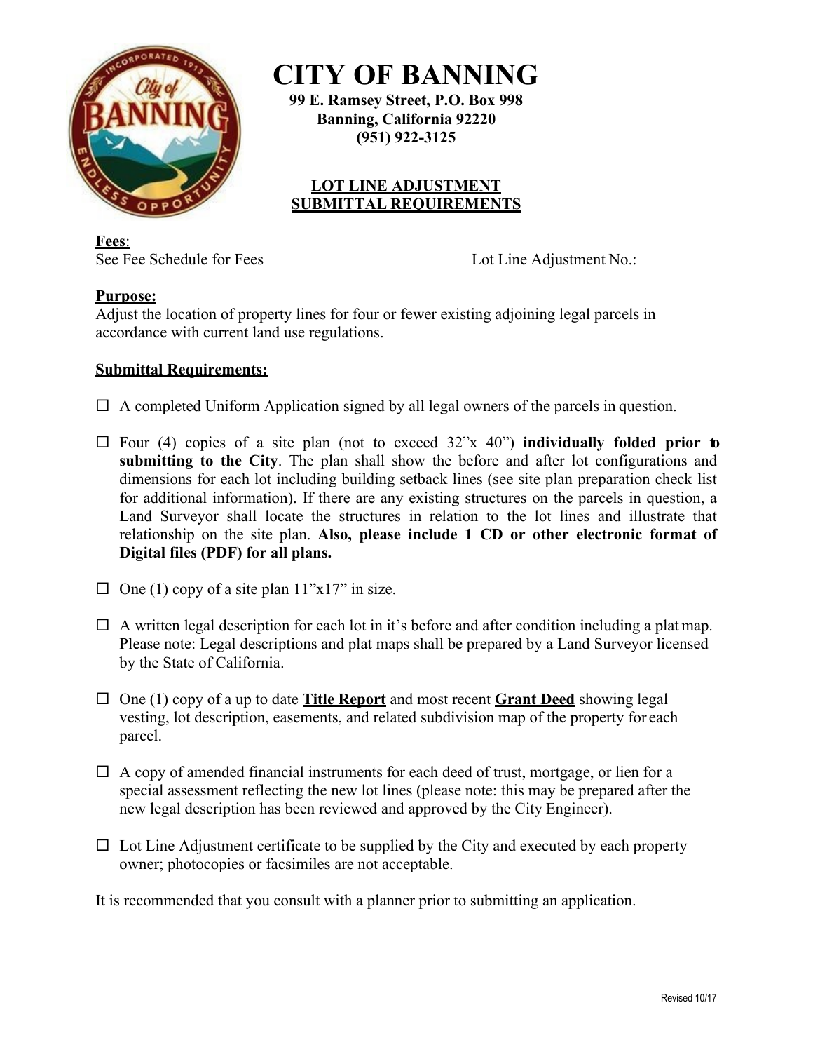# CITY OF BANNING

**99 E. Ramsey Street, P.O. Box 998**
**Banning, California 92220**
**(951) 922-3125**

## LOT LINE ADJUSTMENT SUBMITTAL REQUIREMENTS

**Fees**:
See Fee Schedule for Fees

Lot Line Adjustment No.:__________

**Purpose:**
Adjust the location of property lines for four or fewer existing adjoining legal parcels in accordance with current land use regulations.

**Submittal Requirements:**

- ☐ A completed Uniform Application signed by all legal owners of the parcels in question.

- ☐ Four (4) copies of a site plan (not to exceed 32"x 40") **individually folded prior to submitting to the City**. The plan shall show the before and after lot configurations and dimensions for each lot including building setback lines (see site plan preparation check list for additional information). If there are any existing structures on the parcels in question, a Land Surveyor shall locate the structures in relation to the lot lines and illustrate that relationship on the site plan. **Also, please include 1 CD or other electronic format of Digital files (PDF) for all plans.**

- ☐ One (1) copy of a site plan 11"x17" in size.

- ☐ A written legal description for each lot in it's before and after condition including a plat map. Please note: Legal descriptions and plat maps shall be prepared by a Land Surveyor licensed by the State of California.

- ☐ One (1) copy of a up to date **Title Report** and most recent **Grant Deed** showing legal vesting, lot description, easements, and related subdivision map of the property for each parcel.

- ☐ A copy of amended financial instruments for each deed of trust, mortgage, or lien for a special assessment reflecting the new lot lines (please note: this may be prepared after the new legal description has been reviewed and approved by the City Engineer).

- ☐ Lot Line Adjustment certificate to be supplied by the City and executed by each property owner; photocopies or facsimiles are not acceptable.

It is recommended that you consult with a planner prior to submitting an application.

Revised 10/17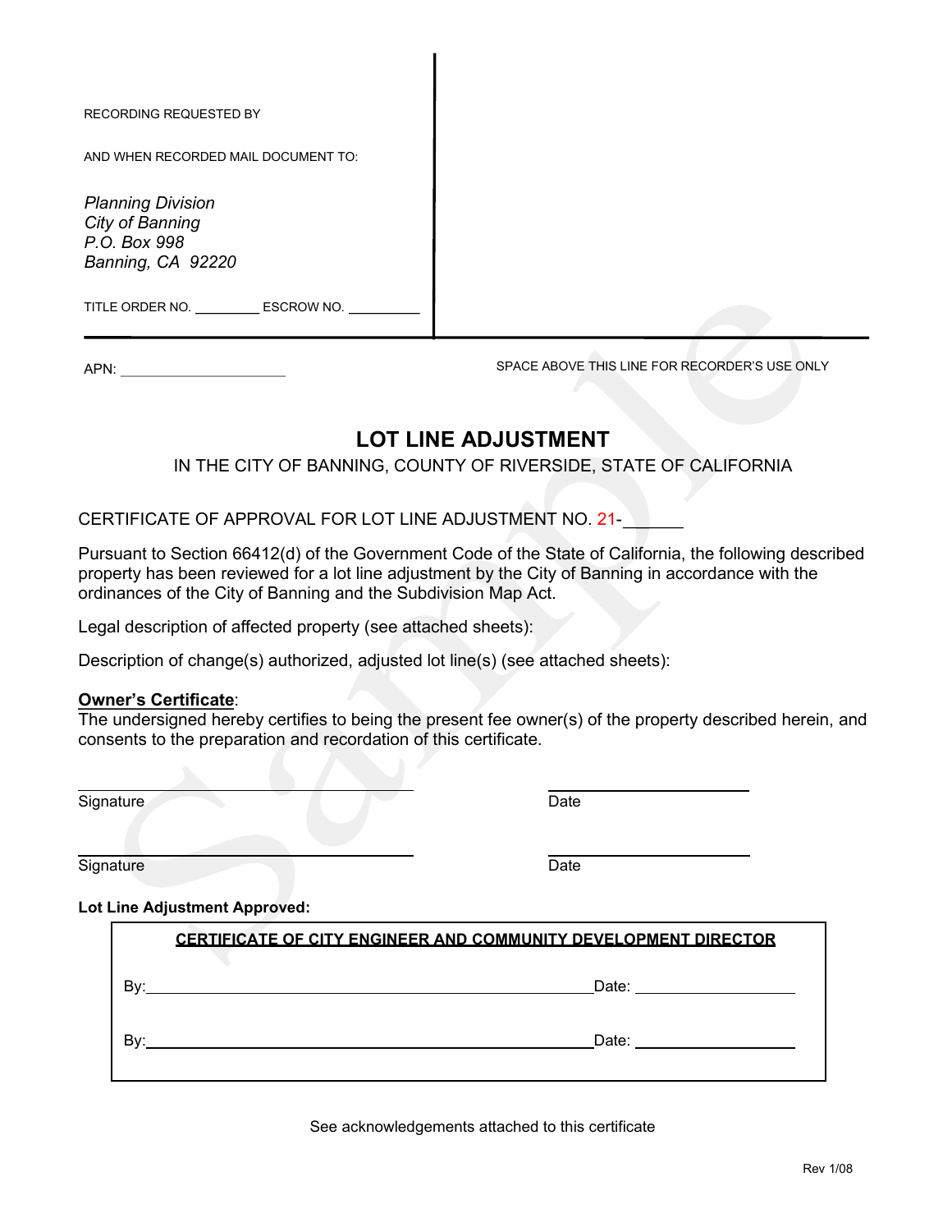RECORDING REQUESTED BY

AND WHEN RECORDED MAIL DOCUMENT TO:

*Planning Division*
*City of Banning*
*P.O. Box 998*
*Banning, CA 92220*

TITLE ORDER NO. ________ ESCROW NO. __________

APN: ______________________

SPACE ABOVE THIS LINE FOR RECORDER'S USE ONLY

# LOT LINE ADJUSTMENT

IN THE CITY OF BANNING, COUNTY OF RIVERSIDE, STATE OF CALIFORNIA

CERTIFICATE OF APPROVAL FOR LOT LINE ADJUSTMENT NO. 21-______

Pursuant to Section 66412(d) of the Government Code of the State of California, the following described property has been reviewed for a lot line adjustment by the City of Banning in accordance with the ordinances of the City of Banning and the Subdivision Map Act.

Legal description of affected property (see attached sheets):

Description of change(s) authorized, adjusted lot line(s) (see attached sheets):

**Owner's Certificate**:
The undersigned hereby certifies to being the present fee owner(s) of the property described herein, and consents to the preparation and recordation of this certificate.

______________________________ ________________
Signature Date

______________________________ ________________
Signature Date

**Lot Line Adjustment Approved:**

**CERTIFICATE OF CITY ENGINEER AND COMMUNITY DEVELOPMENT DIRECTOR**

By:______________________________________ Date: ______________

By:______________________________________ Date: ______________

See acknowledgements attached to this certificate

Rev 1/08